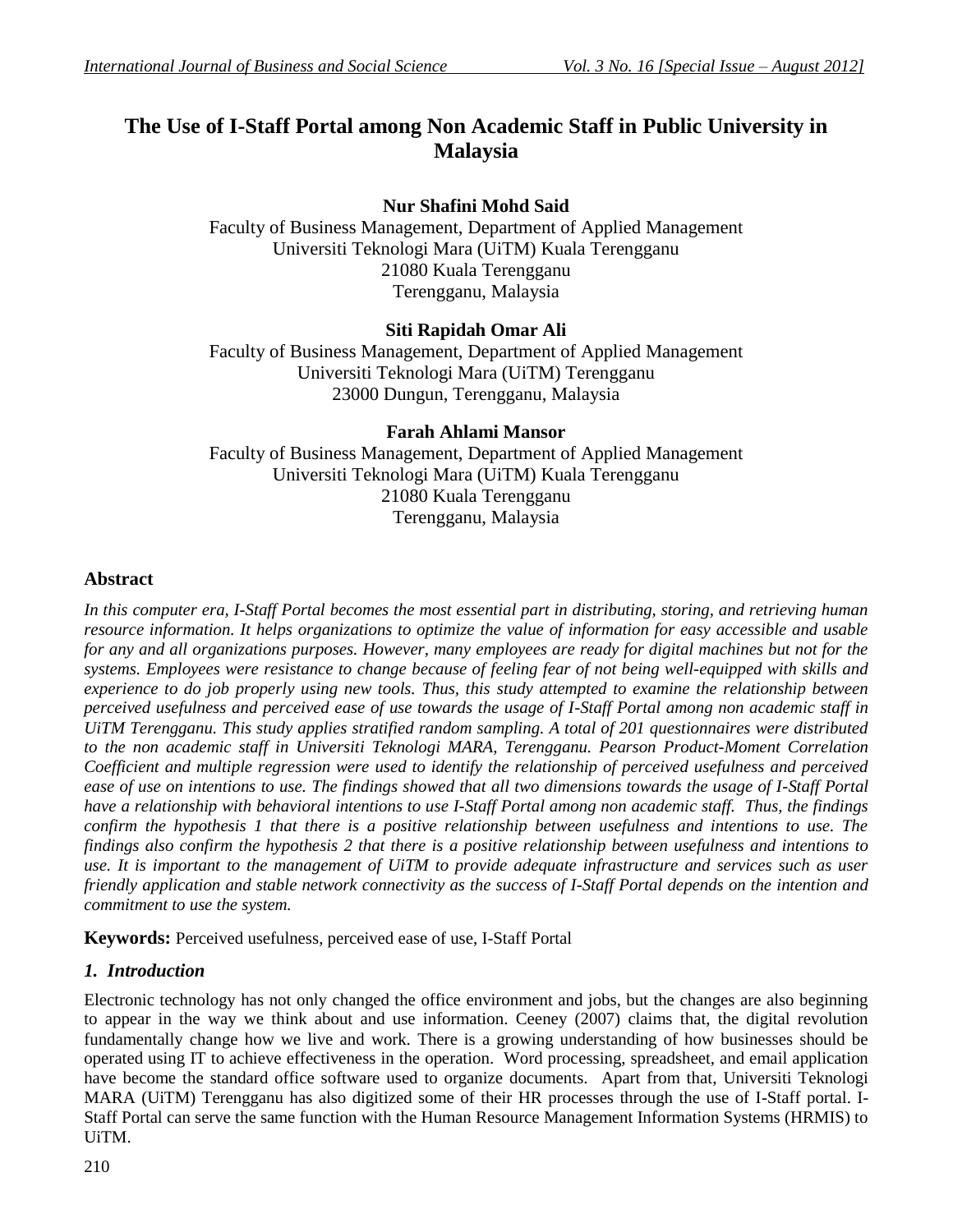# The Use of I-Staff Portal among Non Academic Staff in Public University in Malaysia

**Nur Shafini Mohd Said**
Faculty of Business Management, Department of Applied Management
Universiti Teknologi Mara (UiTM) Kuala Terengganu
21080 Kuala Terengganu
Terengganu, Malaysia

**Siti Rapidah Omar Ali**
Faculty of Business Management, Department of Applied Management
Universiti Teknologi Mara (UiTM) Terengganu
23000 Dungun, Terengganu, Malaysia

**Farah Ahlami Mansor**
Faculty of Business Management, Department of Applied Management
Universiti Teknologi Mara (UiTM) Kuala Terengganu
21080 Kuala Terengganu
Terengganu, Malaysia

## Abstract

*In this computer era, I-Staff Portal becomes the most essential part in distributing, storing, and retrieving human resource information. It helps organizations to optimize the value of information for easy accessible and usable for any and all organizations purposes. However, many employees are ready for digital machines but not for the systems. Employees were resistance to change because of feeling fear of not being well-equipped with skills and experience to do job properly using new tools. Thus, this study attempted to examine the relationship between perceived usefulness and perceived ease of use towards the usage of I-Staff Portal among non academic staff in UiTM Terengganu. This study applies stratified random sampling. A total of 201 questionnaires were distributed to the non academic staff in Universiti Teknologi MARA, Terengganu. Pearson Product-Moment Correlation Coefficient and multiple regression were used to identify the relationship of perceived usefulness and perceived ease of use on intentions to use. The findings showed that all two dimensions towards the usage of I-Staff Portal have a relationship with behavioral intentions to use I-Staff Portal among non academic staff. Thus, the findings confirm the hypothesis 1 that there is a positive relationship between usefulness and intentions to use. The findings also confirm the hypothesis 2 that there is a positive relationship between usefulness and intentions to use. It is important to the management of UiTM to provide adequate infrastructure and services such as user friendly application and stable network connectivity as the success of I-Staff Portal depends on the intention and commitment to use the system.*

**Keywords:** Perceived usefulness, perceived ease of use, I-Staff Portal

## *1. Introduction*

Electronic technology has not only changed the office environment and jobs, but the changes are also beginning to appear in the way we think about and use information. Ceeney (2007) claims that, the digital revolution fundamentally change how we live and work. There is a growing understanding of how businesses should be operated using IT to achieve effectiveness in the operation. Word processing, spreadsheet, and email application have become the standard office software used to organize documents. Apart from that, Universiti Teknologi MARA (UiTM) Terengganu has also digitized some of their HR processes through the use of I-Staff portal. I-Staff Portal can serve the same function with the Human Resource Management Information Systems (HRMIS) to UiTM.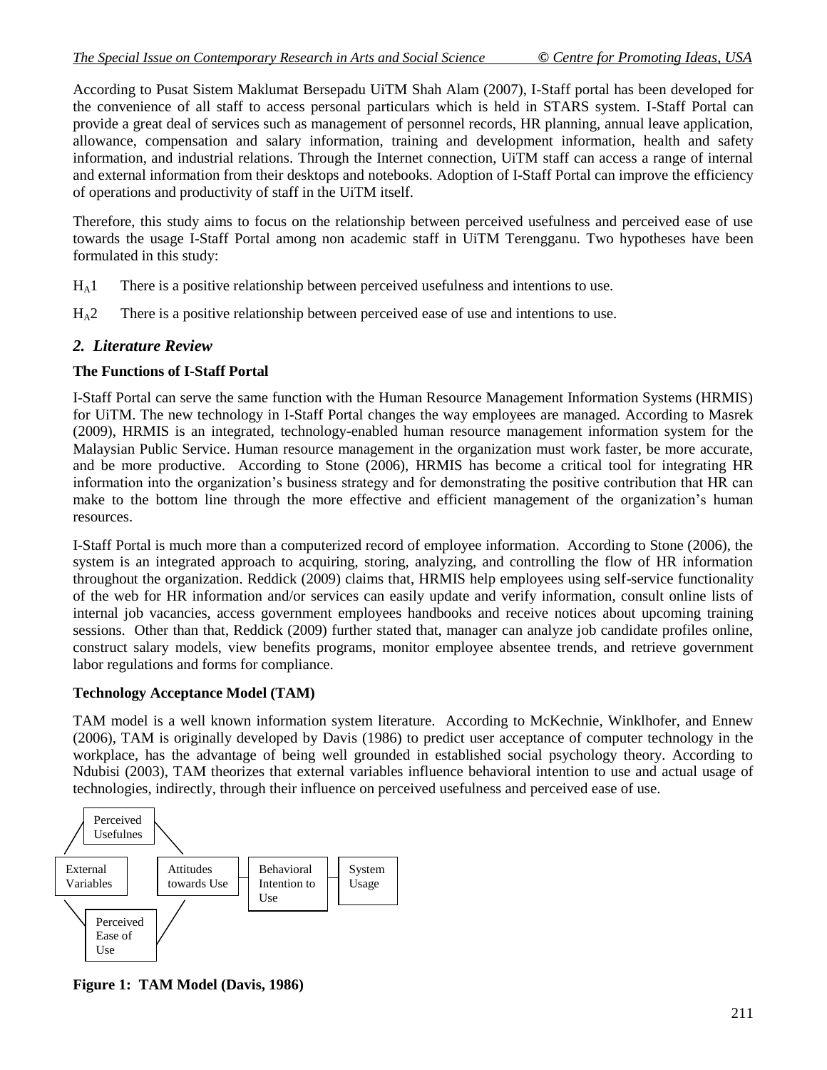According to Pusat Sistem Maklumat Bersepadu UiTM Shah Alam (2007), I-Staff portal has been developed for the convenience of all staff to access personal particulars which is held in STARS system. I-Staff Portal can provide a great deal of services such as management of personnel records, HR planning, annual leave application, allowance, compensation and salary information, training and development information, health and safety information, and industrial relations. Through the Internet connection, UiTM staff can access a range of internal and external information from their desktops and notebooks. Adoption of I-Staff Portal can improve the efficiency of operations and productivity of staff in the UiTM itself.

Therefore, this study aims to focus on the relationship between perceived usefulness and perceived ease of use towards the usage I-Staff Portal among non academic staff in UiTM Terengganu. Two hypotheses have been formulated in this study:

$H_A1$ There is a positive relationship between perceived usefulness and intentions to use.

$H_A2$ There is a positive relationship between perceived ease of use and intentions to use.

## *2. Literature Review*

### The Functions of I-Staff Portal

I-Staff Portal can serve the same function with the Human Resource Management Information Systems (HRMIS) for UiTM. The new technology in I-Staff Portal changes the way employees are managed. According to Masrek (2009), HRMIS is an integrated, technology-enabled human resource management information system for the Malaysian Public Service. Human resource management in the organization must work faster, be more accurate, and be more productive. According to Stone (2006), HRMIS has become a critical tool for integrating HR information into the organization's business strategy and for demonstrating the positive contribution that HR can make to the bottom line through the more effective and efficient management of the organization's human resources.

I-Staff Portal is much more than a computerized record of employee information. According to Stone (2006), the system is an integrated approach to acquiring, storing, analyzing, and controlling the flow of HR information throughout the organization. Reddick (2009) claims that, HRMIS help employees using self-service functionality of the web for HR information and/or services can easily update and verify information, consult online lists of internal job vacancies, access government employees handbooks and receive notices about upcoming training sessions. Other than that, Reddick (2009) further stated that, manager can analyze job candidate profiles online, construct salary models, view benefits programs, monitor employee absentee trends, and retrieve government labor regulations and forms for compliance.

### Technology Acceptance Model (TAM)

TAM model is a well known information system literature. According to McKechnie, Winklhofer, and Ennew (2006), TAM is originally developed by Davis (1986) to predict user acceptance of computer technology in the workplace, has the advantage of being well grounded in established social psychology theory. According to Ndubisi (2003), TAM theorizes that external variables influence behavioral intention to use and actual usage of technologies, indirectly, through their influence on perceived usefulness and perceived ease of use.

External Variables → Perceived Usefulnes / Perceived Ease of Use → Attitudes towards Use → Behavioral Intention to Use → System Usage

**Figure 1: TAM Model (Davis, 1986)**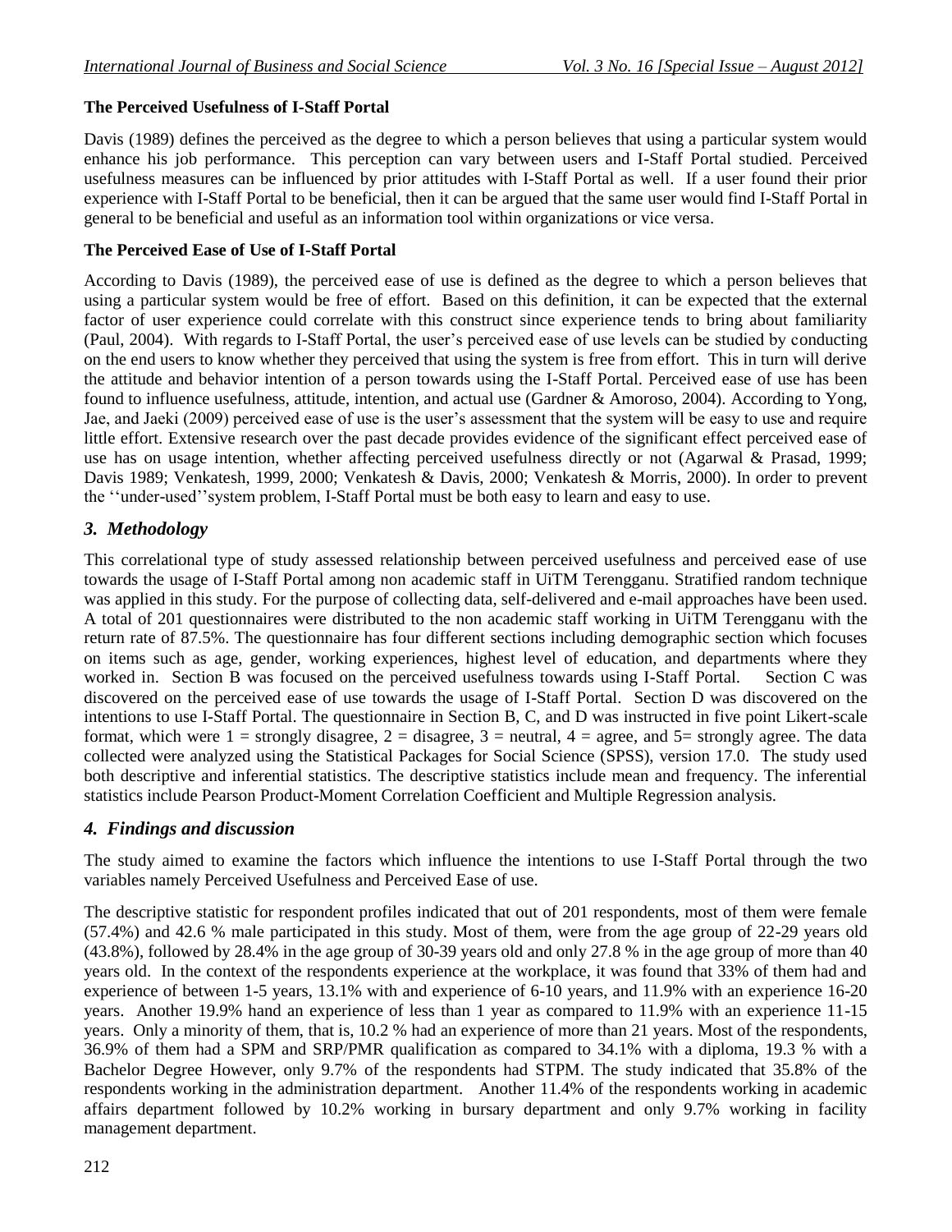**The Perceived Usefulness of I-Staff Portal**

Davis (1989) defines the perceived as the degree to which a person believes that using a particular system would enhance his job performance. This perception can vary between users and I-Staff Portal studied. Perceived usefulness measures can be influenced by prior attitudes with I-Staff Portal as well. If a user found their prior experience with I-Staff Portal to be beneficial, then it can be argued that the same user would find I-Staff Portal in general to be beneficial and useful as an information tool within organizations or vice versa.

**The Perceived Ease of Use of I-Staff Portal**

According to Davis (1989), the perceived ease of use is defined as the degree to which a person believes that using a particular system would be free of effort. Based on this definition, it can be expected that the external factor of user experience could correlate with this construct since experience tends to bring about familiarity (Paul, 2004). With regards to I-Staff Portal, the user's perceived ease of use levels can be studied by conducting on the end users to know whether they perceived that using the system is free from effort. This in turn will derive the attitude and behavior intention of a person towards using the I-Staff Portal. Perceived ease of use has been found to influence usefulness, attitude, intention, and actual use (Gardner & Amoroso, 2004). According to Yong, Jae, and Jaeki (2009) perceived ease of use is the user's assessment that the system will be easy to use and require little effort. Extensive research over the past decade provides evidence of the significant effect perceived ease of use has on usage intention, whether affecting perceived usefulness directly or not (Agarwal & Prasad, 1999; Davis 1989; Venkatesh, 1999, 2000; Venkatesh & Davis, 2000; Venkatesh & Morris, 2000). In order to prevent the ''under-used''system problem, I-Staff Portal must be both easy to learn and easy to use.

## *3. Methodology*

This correlational type of study assessed relationship between perceived usefulness and perceived ease of use towards the usage of I-Staff Portal among non academic staff in UiTM Terengganu. Stratified random technique was applied in this study. For the purpose of collecting data, self-delivered and e-mail approaches have been used. A total of 201 questionnaires were distributed to the non academic staff working in UiTM Terengganu with the return rate of 87.5%. The questionnaire has four different sections including demographic section which focuses on items such as age, gender, working experiences, highest level of education, and departments where they worked in. Section B was focused on the perceived usefulness towards using I-Staff Portal. Section C was discovered on the perceived ease of use towards the usage of I-Staff Portal. Section D was discovered on the intentions to use I-Staff Portal. The questionnaire in Section B, C, and D was instructed in five point Likert-scale format, which were 1 = strongly disagree, 2 = disagree, 3 = neutral, 4 = agree, and 5= strongly agree. The data collected were analyzed using the Statistical Packages for Social Science (SPSS), version 17.0. The study used both descriptive and inferential statistics. The descriptive statistics include mean and frequency. The inferential statistics include Pearson Product-Moment Correlation Coefficient and Multiple Regression analysis.

## *4. Findings and discussion*

The study aimed to examine the factors which influence the intentions to use I-Staff Portal through the two variables namely Perceived Usefulness and Perceived Ease of use.

The descriptive statistic for respondent profiles indicated that out of 201 respondents, most of them were female (57.4%) and 42.6 % male participated in this study. Most of them, were from the age group of 22-29 years old (43.8%), followed by 28.4% in the age group of 30-39 years old and only 27.8 % in the age group of more than 40 years old. In the context of the respondents experience at the workplace, it was found that 33% of them had and experience of between 1-5 years, 13.1% with and experience of 6-10 years, and 11.9% with an experience 16-20 years. Another 19.9% hand an experience of less than 1 year as compared to 11.9% with an experience 11-15 years. Only a minority of them, that is, 10.2 % had an experience of more than 21 years. Most of the respondents, 36.9% of them had a SPM and SRP/PMR qualification as compared to 34.1% with a diploma, 19.3 % with a Bachelor Degree However, only 9.7% of the respondents had STPM. The study indicated that 35.8% of the respondents working in the administration department. Another 11.4% of the respondents working in academic affairs department followed by 10.2% working in bursary department and only 9.7% working in facility management department.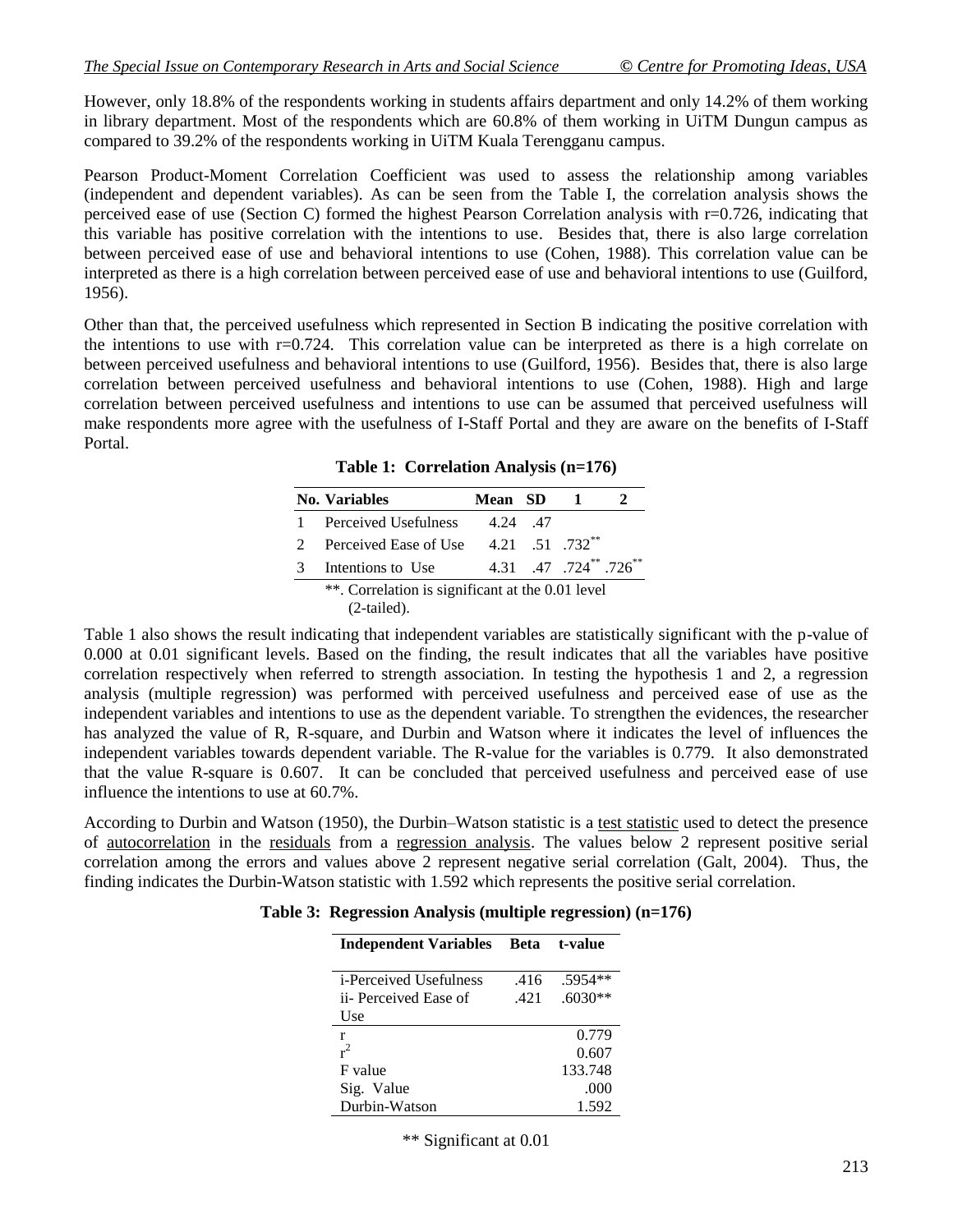However, only 18.8% of the respondents working in students affairs department and only 14.2% of them working in library department. Most of the respondents which are 60.8% of them working in UiTM Dungun campus as compared to 39.2% of the respondents working in UiTM Kuala Terengganu campus.

Pearson Product-Moment Correlation Coefficient was used to assess the relationship among variables (independent and dependent variables). As can be seen from the Table I, the correlation analysis shows the perceived ease of use (Section C) formed the highest Pearson Correlation analysis with r=0.726, indicating that this variable has positive correlation with the intentions to use. Besides that, there is also large correlation between perceived ease of use and behavioral intentions to use (Cohen, 1988). This correlation value can be interpreted as there is a high correlation between perceived ease of use and behavioral intentions to use (Guilford, 1956).

Other than that, the perceived usefulness which represented in Section B indicating the positive correlation with the intentions to use with r=0.724. This correlation value can be interpreted as there is a high correlate on between perceived usefulness and behavioral intentions to use (Guilford, 1956). Besides that, there is also large correlation between perceived usefulness and behavioral intentions to use (Cohen, 1988). High and large correlation between perceived usefulness and intentions to use can be assumed that perceived usefulness will make respondents more agree with the usefulness of I-Staff Portal and they are aware on the benefits of I-Staff Portal.

**Table 1: Correlation Analysis (n=176)**

| No. | Variables | Mean | SD | 1 | 2 |
|---|---|---|---|---|---|
| 1 | Perceived Usefulness | 4.24 | .47 | | |
| 2 | Perceived Ease of Use | 4.21 | .51 | .732** | |
| 3 | Intentions to Use | 4.31 | .47 | .724** | .726** |

**. Correlation is significant at the 0.01 level (2-tailed).

Table 1 also shows the result indicating that independent variables are statistically significant with the p-value of 0.000 at 0.01 significant levels. Based on the finding, the result indicates that all the variables have positive correlation respectively when referred to strength association. In testing the hypothesis 1 and 2, a regression analysis (multiple regression) was performed with perceived usefulness and perceived ease of use as the independent variables and intentions to use as the dependent variable. To strengthen the evidences, the researcher has analyzed the value of R, R-square, and Durbin and Watson where it indicates the level of influences the independent variables towards dependent variable. The R-value for the variables is 0.779. It also demonstrated that the value R-square is 0.607. It can be concluded that perceived usefulness and perceived ease of use influence the intentions to use at 60.7%.

According to Durbin and Watson (1950), the Durbin–Watson statistic is a test statistic used to detect the presence of autocorrelation in the residuals from a regression analysis. The values below 2 represent positive serial correlation among the errors and values above 2 represent negative serial correlation (Galt, 2004). Thus, the finding indicates the Durbin-Watson statistic with 1.592 which represents the positive serial correlation.

**Table 3: Regression Analysis (multiple regression) (n=176)**

| Independent Variables | Beta | t-value |
|---|---|---|
| i-Perceived Usefulness | .416 | .5954** |
| ii- Perceived Ease of Use | .421 | .6030** |
| r | | 0.779 |
| $r^2$ | | 0.607 |
| F value | | 133.748 |
| Sig. Value | | .000 |
| Durbin-Watson | | 1.592 |

** Significant at 0.01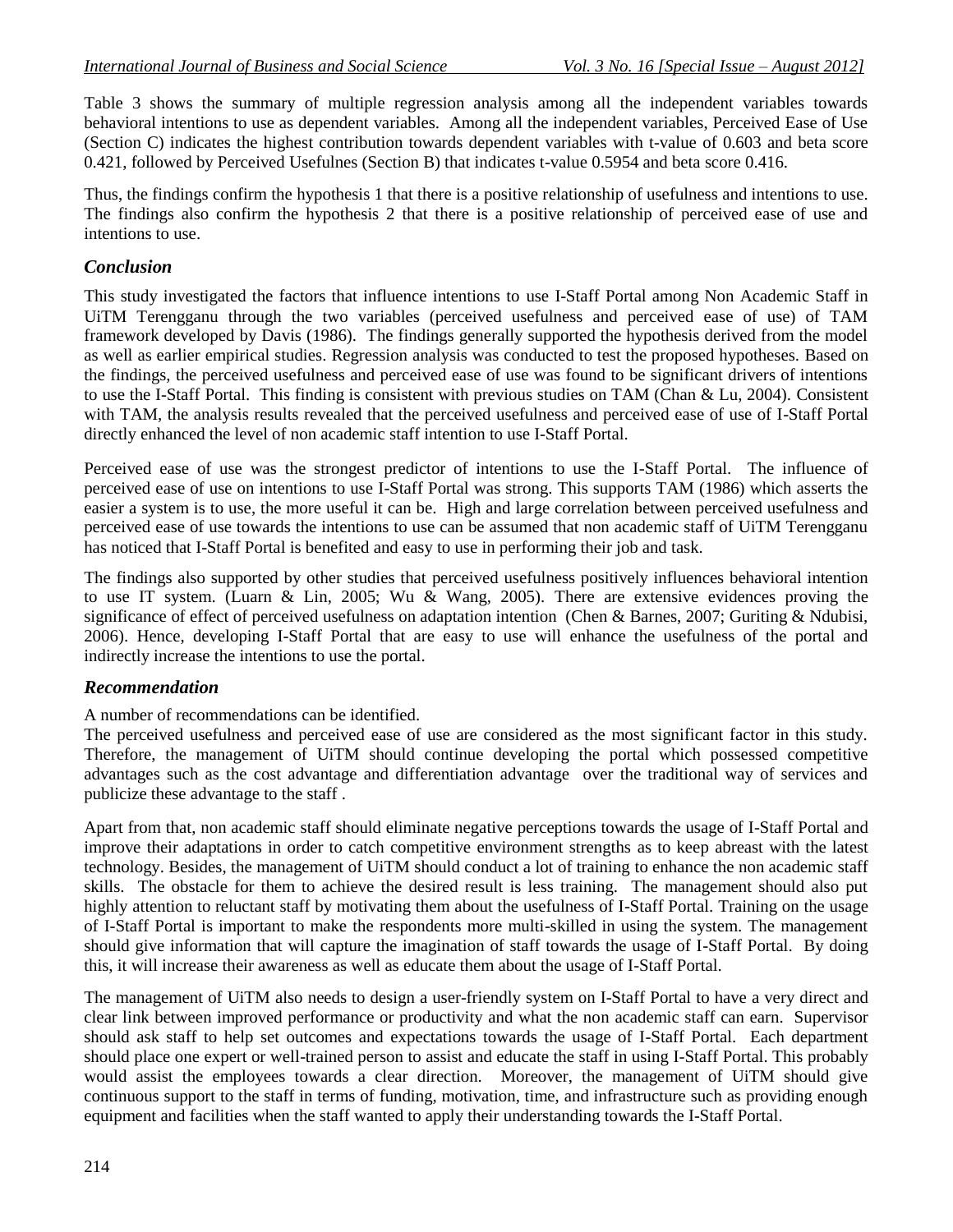Table 3 shows the summary of multiple regression analysis among all the independent variables towards behavioral intentions to use as dependent variables. Among all the independent variables, Perceived Ease of Use (Section C) indicates the highest contribution towards dependent variables with t-value of 0.603 and beta score 0.421, followed by Perceived Usefulnes (Section B) that indicates t-value 0.5954 and beta score 0.416.

Thus, the findings confirm the hypothesis 1 that there is a positive relationship of usefulness and intentions to use. The findings also confirm the hypothesis 2 that there is a positive relationship of perceived ease of use and intentions to use.

## *Conclusion*

This study investigated the factors that influence intentions to use I-Staff Portal among Non Academic Staff in UiTM Terengganu through the two variables (perceived usefulness and perceived ease of use) of TAM framework developed by Davis (1986). The findings generally supported the hypothesis derived from the model as well as earlier empirical studies. Regression analysis was conducted to test the proposed hypotheses. Based on the findings, the perceived usefulness and perceived ease of use was found to be significant drivers of intentions to use the I-Staff Portal. This finding is consistent with previous studies on TAM (Chan & Lu, 2004). Consistent with TAM, the analysis results revealed that the perceived usefulness and perceived ease of use of I-Staff Portal directly enhanced the level of non academic staff intention to use I-Staff Portal.

Perceived ease of use was the strongest predictor of intentions to use the I-Staff Portal. The influence of perceived ease of use on intentions to use I-Staff Portal was strong. This supports TAM (1986) which asserts the easier a system is to use, the more useful it can be. High and large correlation between perceived usefulness and perceived ease of use towards the intentions to use can be assumed that non academic staff of UiTM Terengganu has noticed that I-Staff Portal is benefited and easy to use in performing their job and task.

The findings also supported by other studies that perceived usefulness positively influences behavioral intention to use IT system. (Luarn & Lin, 2005; Wu & Wang, 2005). There are extensive evidences proving the significance of effect of perceived usefulness on adaptation intention (Chen & Barnes, 2007; Guriting & Ndubisi, 2006). Hence, developing I-Staff Portal that are easy to use will enhance the usefulness of the portal and indirectly increase the intentions to use the portal.

## *Recommendation*

A number of recommendations can be identified.

The perceived usefulness and perceived ease of use are considered as the most significant factor in this study. Therefore, the management of UiTM should continue developing the portal which possessed competitive advantages such as the cost advantage and differentiation advantage over the traditional way of services and publicize these advantage to the staff .

Apart from that, non academic staff should eliminate negative perceptions towards the usage of I-Staff Portal and improve their adaptations in order to catch competitive environment strengths as to keep abreast with the latest technology. Besides, the management of UiTM should conduct a lot of training to enhance the non academic staff skills. The obstacle for them to achieve the desired result is less training. The management should also put highly attention to reluctant staff by motivating them about the usefulness of I-Staff Portal. Training on the usage of I-Staff Portal is important to make the respondents more multi-skilled in using the system. The management should give information that will capture the imagination of staff towards the usage of I-Staff Portal. By doing this, it will increase their awareness as well as educate them about the usage of I-Staff Portal.

The management of UiTM also needs to design a user-friendly system on I-Staff Portal to have a very direct and clear link between improved performance or productivity and what the non academic staff can earn. Supervisor should ask staff to help set outcomes and expectations towards the usage of I-Staff Portal. Each department should place one expert or well-trained person to assist and educate the staff in using I-Staff Portal. This probably would assist the employees towards a clear direction. Moreover, the management of UiTM should give continuous support to the staff in terms of funding, motivation, time, and infrastructure such as providing enough equipment and facilities when the staff wanted to apply their understanding towards the I-Staff Portal.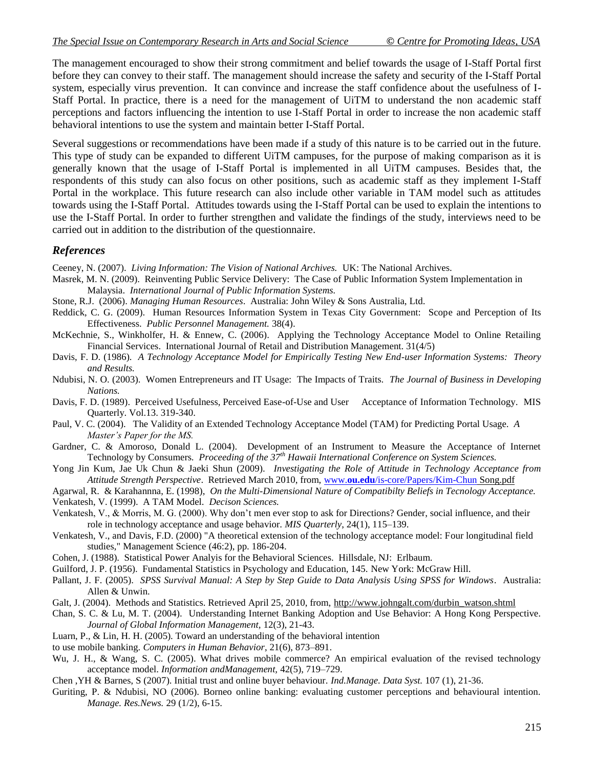The management encouraged to show their strong commitment and belief towards the usage of I-Staff Portal first before they can convey to their staff. The management should increase the safety and security of the I-Staff Portal system, especially virus prevention. It can convince and increase the staff confidence about the usefulness of I-Staff Portal. In practice, there is a need for the management of UiTM to understand the non academic staff perceptions and factors influencing the intention to use I-Staff Portal in order to increase the non academic staff behavioral intentions to use the system and maintain better I-Staff Portal.

Several suggestions or recommendations have been made if a study of this nature is to be carried out in the future. This type of study can be expanded to different UiTM campuses, for the purpose of making comparison as it is generally known that the usage of I-Staff Portal is implemented in all UiTM campuses. Besides that, the respondents of this study can also focus on other positions, such as academic staff as they implement I-Staff Portal in the workplace. This future research can also include other variable in TAM model such as attitudes towards using the I-Staff Portal. Attitudes towards using the I-Staff Portal can be used to explain the intentions to use the I-Staff Portal. In order to further strengthen and validate the findings of the study, interviews need to be carried out in addition to the distribution of the questionnaire.

## *References*

Ceeney, N. (2007). *Living Information: The Vision of National Archives.* UK: The National Archives.

Masrek, M. N. (2009). Reinventing Public Service Delivery: The Case of Public Information System Implementation in Malaysia. *International Journal of Public Information Systems.*

Stone, R.J. (2006). *Managing Human Resources*. Australia: John Wiley & Sons Australia, Ltd.

Reddick, C. G. (2009). Human Resources Information System in Texas City Government: Scope and Perception of Its Effectiveness. *Public Personnel Management.* 38(4).

McKechnie, S., Winkholfer, H. & Ennew, C. (2006). Applying the Technology Acceptance Model to Online Retailing Financial Services. International Journal of Retail and Distribution Management. 31(4/5)

Davis, F. D. (1986). *A Technology Acceptance Model for Empirically Testing New End-user Information Systems: Theory and Results.*

Ndubisi, N. O. (2003). Women Entrepreneurs and IT Usage: The Impacts of Traits. *The Journal of Business in Developing Nations.*

Davis, F. D. (1989). Perceived Usefulness, Perceived Ease-of-Use and User Acceptance of Information Technology. MIS Quarterly. Vol.13. 319-340.

Paul, V. C. (2004). The Validity of an Extended Technology Acceptance Model (TAM) for Predicting Portal Usage. *A Master's Paper for the MS.*

Gardner, C. & Amoroso, Donald L. (2004). Development of an Instrument to Measure the Acceptance of Internet Technology by Consumers. *Proceeding of the 37th Hawaii International Conference on System Sciences.*

Yong Jin Kum, Jae Uk Chun & Jaeki Shun (2009). *Investigating the Role of Attitude in Technology Acceptance from Attitude Strength Perspective*. Retrieved March 2010, from, www.ou.edu/is-core/Papers/Kim-Chun Song.pdf

Agarwal, R. & Karahannna, E. (1998), *On the Multi-Dimensional Nature of Compatibilty Beliefs in Tecnology Acceptance.*

Venkatesh, V. (1999). A TAM Model. *Decison Sciences.*

Venkatesh, V., & Morris, M. G. (2000). Why don't men ever stop to ask for Directions? Gender, social influence, and their role in technology acceptance and usage behavior. *MIS Quarterly*, 24(1), 115–139.

Venkatesh, V., and Davis, F.D. (2000) "A theoretical extension of the technology acceptance model: Four longitudinal field studies," Management Science (46:2), pp. 186-204.

Cohen, J. (1988). Statistical Power Analyis for the Behavioral Sciences. Hillsdale, NJ: Erlbaum.

Guilford, J. P. (1956). Fundamental Statistics in Psychology and Education, 145. New York: McGraw Hill.

Pallant, J. F. (2005). *SPSS Survival Manual: A Step by Step Guide to Data Analysis Using SPSS for Windows*. Australia: Allen & Unwin.

Galt, J. (2004). Methods and Statistics. Retrieved April 25, 2010, from, http://www.johngalt.com/durbin_watson.shtml

Chan, S. C. & Lu, M. T. (2004). Understanding Internet Banking Adoption and Use Behavior: A Hong Kong Perspective. *Journal of Global Information Management*, 12(3), 21-43.

Luarn, P., & Lin, H. H. (2005). Toward an understanding of the behavioral intention to use mobile banking. *Computers in Human Behavior*, 21(6), 873–891.

Wu, J. H., & Wang, S. C. (2005). What drives mobile commerce? An empirical evaluation of the revised technology acceptance model. *Information andManagement,* 42(5), 719–729.

Chen ,YH & Barnes, S (2007). Initial trust and online buyer behaviour. *Ind.Manage. Data Syst.* 107 (1), 21-36.

Guriting, P. & Ndubisi, NO (2006). Borneo online banking: evaluating customer perceptions and behavioural intention. *Manage. Res.News.* 29 (1/2), 6-15.